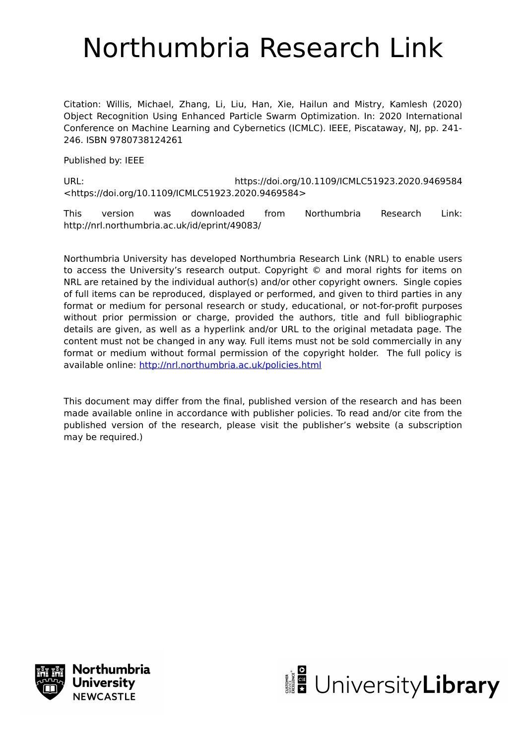# Northumbria Research Link

Citation: Willis, Michael, Zhang, Li, Liu, Han, Xie, Hailun and Mistry, Kamlesh (2020) Object Recognition Using Enhanced Particle Swarm Optimization. In: 2020 International Conference on Machine Learning and Cybernetics (ICMLC). IEEE, Piscataway, NJ, pp. 241-246. ISBN 9780738124261

Published by: IEEE

URL: https://doi.org/10.1109/ICMLC51923.2020.9469584 <https://doi.org/10.1109/ICMLC51923.2020.9469584>

This version was downloaded from Northumbria Research Link: http://nrl.northumbria.ac.uk/id/eprint/49083/

Northumbria University has developed Northumbria Research Link (NRL) to enable users to access the University's research output. Copyright © and moral rights for items on NRL are retained by the individual author(s) and/or other copyright owners. Single copies of full items can be reproduced, displayed or performed, and given to third parties in any format or medium for personal research or study, educational, or not-for-profit purposes without prior permission or charge, provided the authors, title and full bibliographic details are given, as well as a hyperlink and/or URL to the original metadata page. The content must not be changed in any way. Full items must not be sold commercially in any format or medium without formal permission of the copyright holder. The full policy is available online: http://nrl.northumbria.ac.uk/policies.html

This document may differ from the final, published version of the research and has been made available online in accordance with publisher policies. To read and/or cite from the published version of the research, please visit the publisher's website (a subscription may be required.)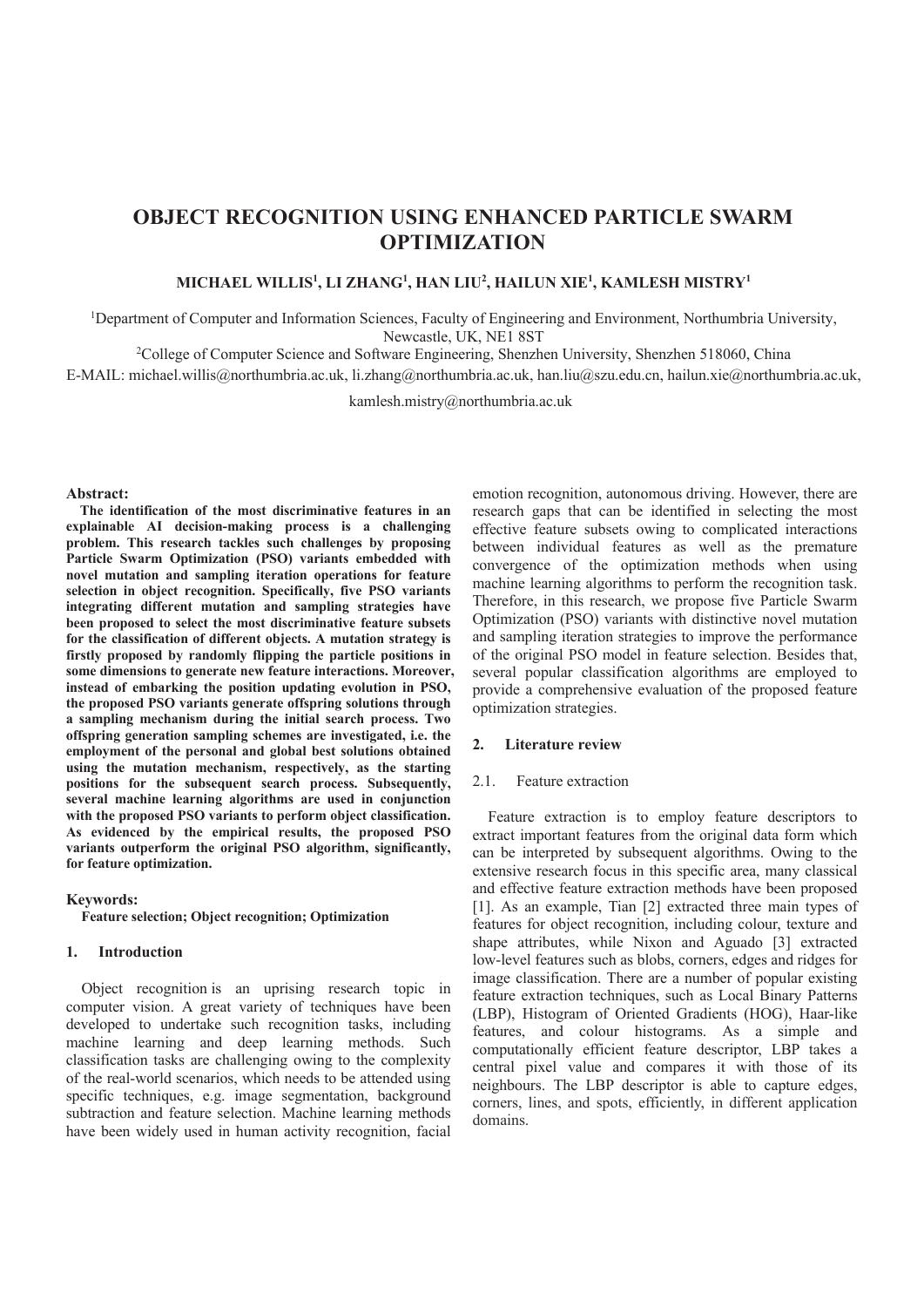# OBJECT RECOGNITION USING ENHANCED PARTICLE SWARM OPTIMIZATION

**MICHAEL WILLIS[1], LI ZHANG[1], HAN LIU[2], HAILUN XIE[1], KAMLESH MISTRY[1]**

[1]Department of Computer and Information Sciences, Faculty of Engineering and Environment, Northumbria University, Newcastle, UK, NE1 8ST

[2]College of Computer Science and Software Engineering, Shenzhen University, Shenzhen 518060, China

E-MAIL: michael.willis@northumbria.ac.uk, li.zhang@northumbria.ac.uk, han.liu@szu.edu.cn, hailun.xie@northumbria.ac.uk, kamlesh.mistry@northumbria.ac.uk

**Abstract:**

**The identification of the most discriminative features in an explainable AI decision-making process is a challenging problem. This research tackles such challenges by proposing Particle Swarm Optimization (PSO) variants embedded with novel mutation and sampling iteration operations for feature selection in object recognition. Specifically, five PSO variants integrating different mutation and sampling strategies have been proposed to select the most discriminative feature subsets for the classification of different objects. A mutation strategy is firstly proposed by randomly flipping the particle positions in some dimensions to generate new feature interactions. Moreover, instead of embarking the position updating evolution in PSO, the proposed PSO variants generate offspring solutions through a sampling mechanism during the initial search process. Two offspring generation sampling schemes are investigated, i.e. the employment of the personal and global best solutions obtained using the mutation mechanism, respectively, as the starting positions for the subsequent search process. Subsequently, several machine learning algorithms are used in conjunction with the proposed PSO variants to perform object classification. As evidenced by the empirical results, the proposed PSO variants outperform the original PSO algorithm, significantly, for feature optimization.**

**Keywords:**

**Feature selection; Object recognition; Optimization**

## 1. Introduction

Object recognition is an uprising research topic in computer vision. A great variety of techniques have been developed to undertake such recognition tasks, including machine learning and deep learning methods. Such classification tasks are challenging owing to the complexity of the real-world scenarios, which needs to be attended using specific techniques, e.g. image segmentation, background subtraction and feature selection. Machine learning methods have been widely used in human activity recognition, facial emotion recognition, autonomous driving. However, there are research gaps that can be identified in selecting the most effective feature subsets owing to complicated interactions between individual features as well as the premature convergence of the optimization methods when using machine learning algorithms to perform the recognition task. Therefore, in this research, we propose five Particle Swarm Optimization (PSO) variants with distinctive novel mutation and sampling iteration strategies to improve the performance of the original PSO model in feature selection. Besides that, several popular classification algorithms are employed to provide a comprehensive evaluation of the proposed feature optimization strategies.

## 2. Literature review

### 2.1. Feature extraction

Feature extraction is to employ feature descriptors to extract important features from the original data form which can be interpreted by subsequent algorithms. Owing to the extensive research focus in this specific area, many classical and effective feature extraction methods have been proposed [1]. As an example, Tian [2] extracted three main types of features for object recognition, including colour, texture and shape attributes, while Nixon and Aguado [3] extracted low-level features such as blobs, corners, edges and ridges for image classification. There are a number of popular existing feature extraction techniques, such as Local Binary Patterns (LBP), Histogram of Oriented Gradients (HOG), Haar-like features, and colour histograms. As a simple and computationally efficient feature descriptor, LBP takes a central pixel value and compares it with those of its neighbours. The LBP descriptor is able to capture edges, corners, lines, and spots, efficiently, in different application domains.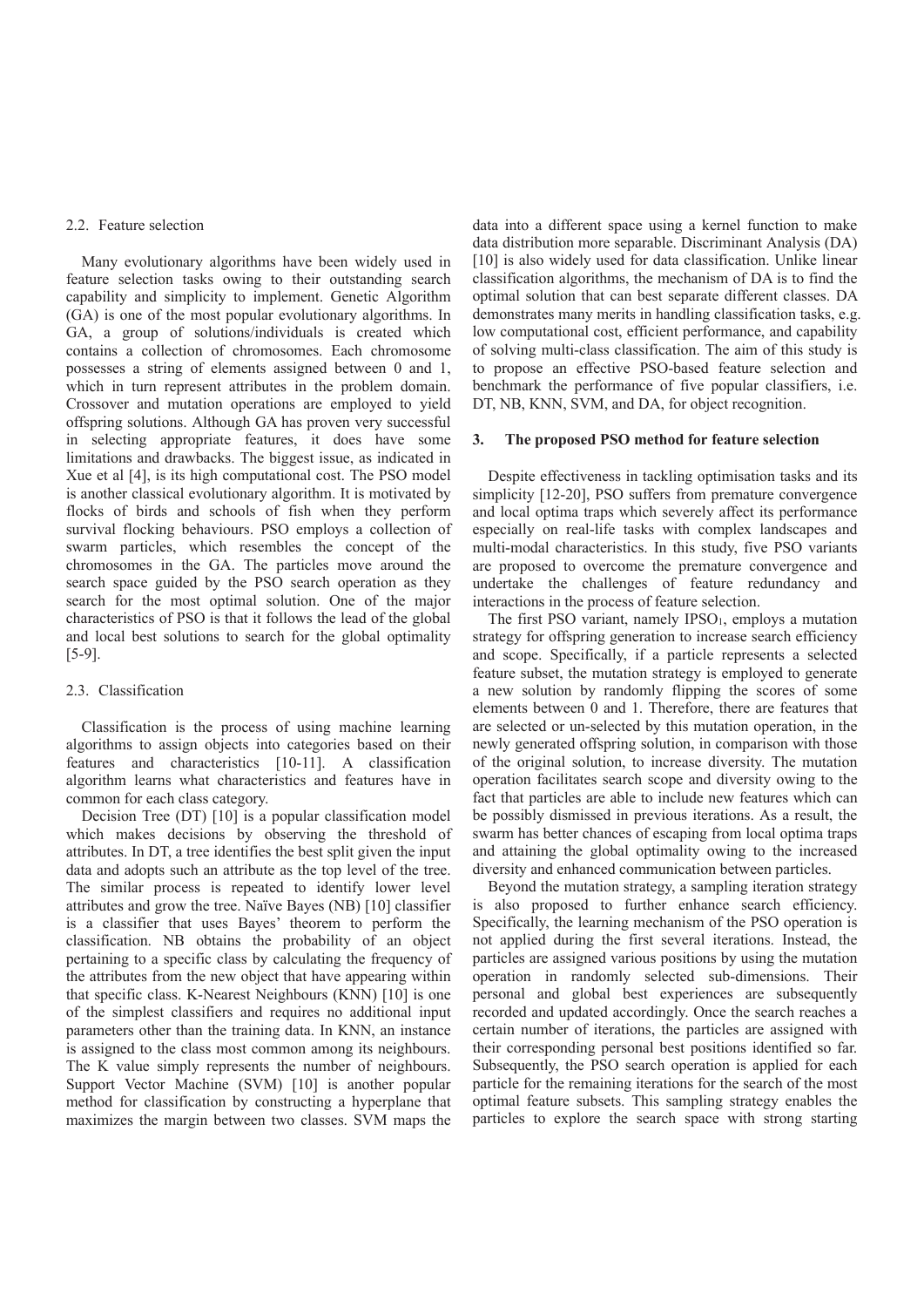### 2.2. Feature selection

Many evolutionary algorithms have been widely used in feature selection tasks owing to their outstanding search capability and simplicity to implement. Genetic Algorithm (GA) is one of the most popular evolutionary algorithms. In GA, a group of solutions/individuals is created which contains a collection of chromosomes. Each chromosome possesses a string of elements assigned between 0 and 1, which in turn represent attributes in the problem domain. Crossover and mutation operations are employed to yield offspring solutions. Although GA has proven very successful in selecting appropriate features, it does have some limitations and drawbacks. The biggest issue, as indicated in Xue et al [4], is its high computational cost. The PSO model is another classical evolutionary algorithm. It is motivated by flocks of birds and schools of fish when they perform survival flocking behaviours. PSO employs a collection of swarm particles, which resembles the concept of the chromosomes in the GA. The particles move around the search space guided by the PSO search operation as they search for the most optimal solution. One of the major characteristics of PSO is that it follows the lead of the global and local best solutions to search for the global optimality [5-9].

### 2.3. Classification

Classification is the process of using machine learning algorithms to assign objects into categories based on their features and characteristics [10-11]. A classification algorithm learns what characteristics and features have in common for each class category.

Decision Tree (DT) [10] is a popular classification model which makes decisions by observing the threshold of attributes. In DT, a tree identifies the best split given the input data and adopts such an attribute as the top level of the tree. The similar process is repeated to identify lower level attributes and grow the tree. Naïve Bayes (NB) [10] classifier is a classifier that uses Bayes' theorem to perform the classification. NB obtains the probability of an object pertaining to a specific class by calculating the frequency of the attributes from the new object that have appearing within that specific class. K-Nearest Neighbours (KNN) [10] is one of the simplest classifiers and requires no additional input parameters other than the training data. In KNN, an instance is assigned to the class most common among its neighbours. The K value simply represents the number of neighbours. Support Vector Machine (SVM) [10] is another popular method for classification by constructing a hyperplane that maximizes the margin between two classes. SVM maps the data into a different space using a kernel function to make data distribution more separable. Discriminant Analysis (DA) [10] is also widely used for data classification. Unlike linear classification algorithms, the mechanism of DA is to find the optimal solution that can best separate different classes. DA demonstrates many merits in handling classification tasks, e.g. low computational cost, efficient performance, and capability of solving multi-class classification. The aim of this study is to propose an effective PSO-based feature selection and benchmark the performance of five popular classifiers, i.e. DT, NB, KNN, SVM, and DA, for object recognition.

## 3. The proposed PSO method for feature selection

Despite effectiveness in tackling optimisation tasks and its simplicity [12-20], PSO suffers from premature convergence and local optima traps which severely affect its performance especially on real-life tasks with complex landscapes and multi-modal characteristics. In this study, five PSO variants are proposed to overcome the premature convergence and undertake the challenges of feature redundancy and interactions in the process of feature selection.

The first PSO variant, namely $IPSO_1$, employs a mutation strategy for offspring generation to increase search efficiency and scope. Specifically, if a particle represents a selected feature subset, the mutation strategy is employed to generate a new solution by randomly flipping the scores of some elements between 0 and 1. Therefore, there are features that are selected or un-selected by this mutation operation, in the newly generated offspring solution, in comparison with those of the original solution, to increase diversity. The mutation operation facilitates search scope and diversity owing to the fact that particles are able to include new features which can be possibly dismissed in previous iterations. As a result, the swarm has better chances of escaping from local optima traps and attaining the global optimality owing to the increased diversity and enhanced communication between particles.

Beyond the mutation strategy, a sampling iteration strategy is also proposed to further enhance search efficiency. Specifically, the learning mechanism of the PSO operation is not applied during the first several iterations. Instead, the particles are assigned various positions by using the mutation operation in randomly selected sub-dimensions. Their personal and global best experiences are subsequently recorded and updated accordingly. Once the search reaches a certain number of iterations, the particles are assigned with their corresponding personal best positions identified so far. Subsequently, the PSO search operation is applied for each particle for the remaining iterations for the search of the most optimal feature subsets. This sampling strategy enables the particles to explore the search space with strong starting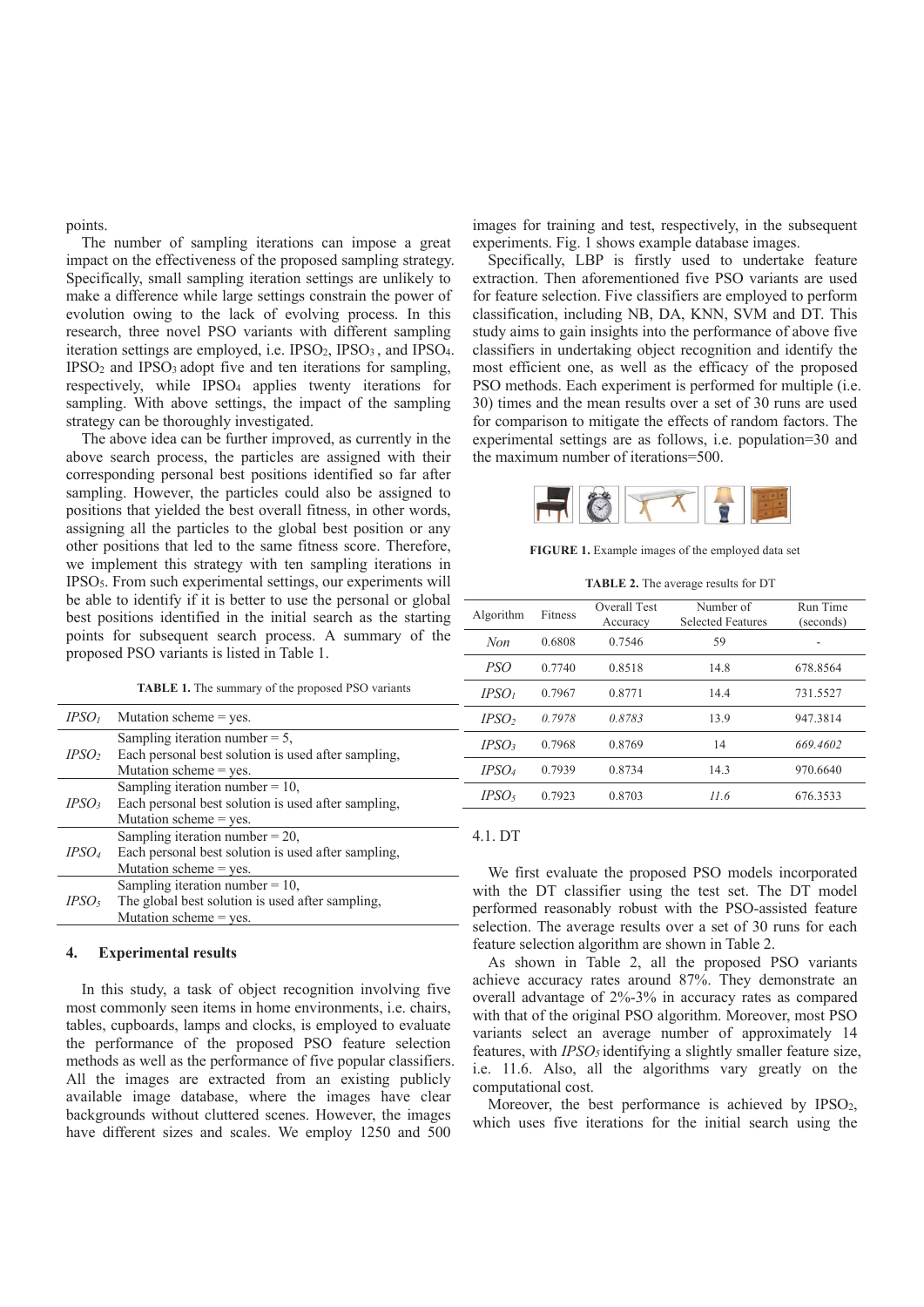points.

The number of sampling iterations can impose a great impact on the effectiveness of the proposed sampling strategy. Specifically, small sampling iteration settings are unlikely to make a difference while large settings constrain the power of evolution owing to the lack of evolving process. In this research, three novel PSO variants with different sampling iteration settings are employed, i.e. $IPSO_2$, $IPSO_3$, and $IPSO_4$. $IPSO_2$ and $IPSO_3$ adopt five and ten iterations for sampling, respectively, while $IPSO_4$ applies twenty iterations for sampling. With above settings, the impact of the sampling strategy can be thoroughly investigated.

The above idea can be further improved, as currently in the above search process, the particles are assigned with their corresponding personal best positions identified so far after sampling. However, the particles could also be assigned to positions that yielded the best overall fitness, in other words, assigning all the particles to the global best position or any other positions that led to the same fitness score. Therefore, we implement this strategy with ten sampling iterations in $IPSO_5$. From such experimental settings, our experiments will be able to identify if it is better to use the personal or global best positions identified in the initial search as the starting points for subsequent search process. A summary of the proposed PSO variants is listed in Table 1.

**TABLE 1.** The summary of the proposed PSO variants

| | |
|---|---|
| *$IPSO_1$* | Mutation scheme = yes. |
| *$IPSO_2$* | Sampling iteration number = 5,<br>Each personal best solution is used after sampling,<br>Mutation scheme = yes. |
| *$IPSO_3$* | Sampling iteration number = 10,<br>Each personal best solution is used after sampling,<br>Mutation scheme = yes. |
| *$IPSO_4$* | Sampling iteration number = 20,<br>Each personal best solution is used after sampling,<br>Mutation scheme = yes. |
| *$IPSO_5$* | Sampling iteration number = 10,<br>The global best solution is used after sampling,<br>Mutation scheme = yes. |

## 4. Experimental results

In this study, a task of object recognition involving five most commonly seen items in home environments, i.e. chairs, tables, cupboards, lamps and clocks, is employed to evaluate the performance of the proposed PSO feature selection methods as well as the performance of five popular classifiers. All the images are extracted from an existing publicly available image database, where the images have clear backgrounds without cluttered scenes. However, the images have different sizes and scales. We employ 1250 and 500 images for training and test, respectively, in the subsequent experiments. Fig. 1 shows example database images.

Specifically, LBP is firstly used to undertake feature extraction. Then aforementioned five PSO variants are used for feature selection. Five classifiers are employed to perform classification, including NB, DA, KNN, SVM and DT. This study aims to gain insights into the performance of above five classifiers in undertaking object recognition and identify the most efficient one, as well as the efficacy of the proposed PSO methods. Each experiment is performed for multiple (i.e. 30) times and the mean results over a set of 30 runs are used for comparison to mitigate the effects of random factors. The experimental settings are as follows, i.e. population=30 and the maximum number of iterations=500.

**FIGURE 1.** Example images of the employed data set

**TABLE 2.** The average results for DT

| Algorithm | Fitness | Overall Test Accuracy | Number of Selected Features | Run Time (seconds) |
|---|---|---|---|---|
| *Non* | 0.6808 | 0.7546 | 59 | - |
| *PSO* | 0.7740 | 0.8518 | 14.8 | 678.8564 |
| *$IPSO_1$* | 0.7967 | 0.8771 | 14.4 | 731.5527 |
| *$IPSO_2$* | *0.7978* | *0.8783* | 13.9 | 947.3814 |
| *$IPSO_3$* | 0.7968 | 0.8769 | 14 | *669.4602* |
| *$IPSO_4$* | 0.7939 | 0.8734 | 14.3 | 970.6640 |
| *$IPSO_5$* | 0.7923 | 0.8703 | *11.6* | 676.3533 |

### 4.1. DT

We first evaluate the proposed PSO models incorporated with the DT classifier using the test set. The DT model performed reasonably robust with the PSO-assisted feature selection. The average results over a set of 30 runs for each feature selection algorithm are shown in Table 2.

As shown in Table 2, all the proposed PSO variants achieve accuracy rates around 87%. They demonstrate an overall advantage of 2%-3% in accuracy rates as compared with that of the original PSO algorithm. Moreover, most PSO variants select an average number of approximately 14 features, with *$IPSO_5$* identifying a slightly smaller feature size, i.e. 11.6. Also, all the algorithms vary greatly on the computational cost.

Moreover, the best performance is achieved by $IPSO_2$, which uses five iterations for the initial search using the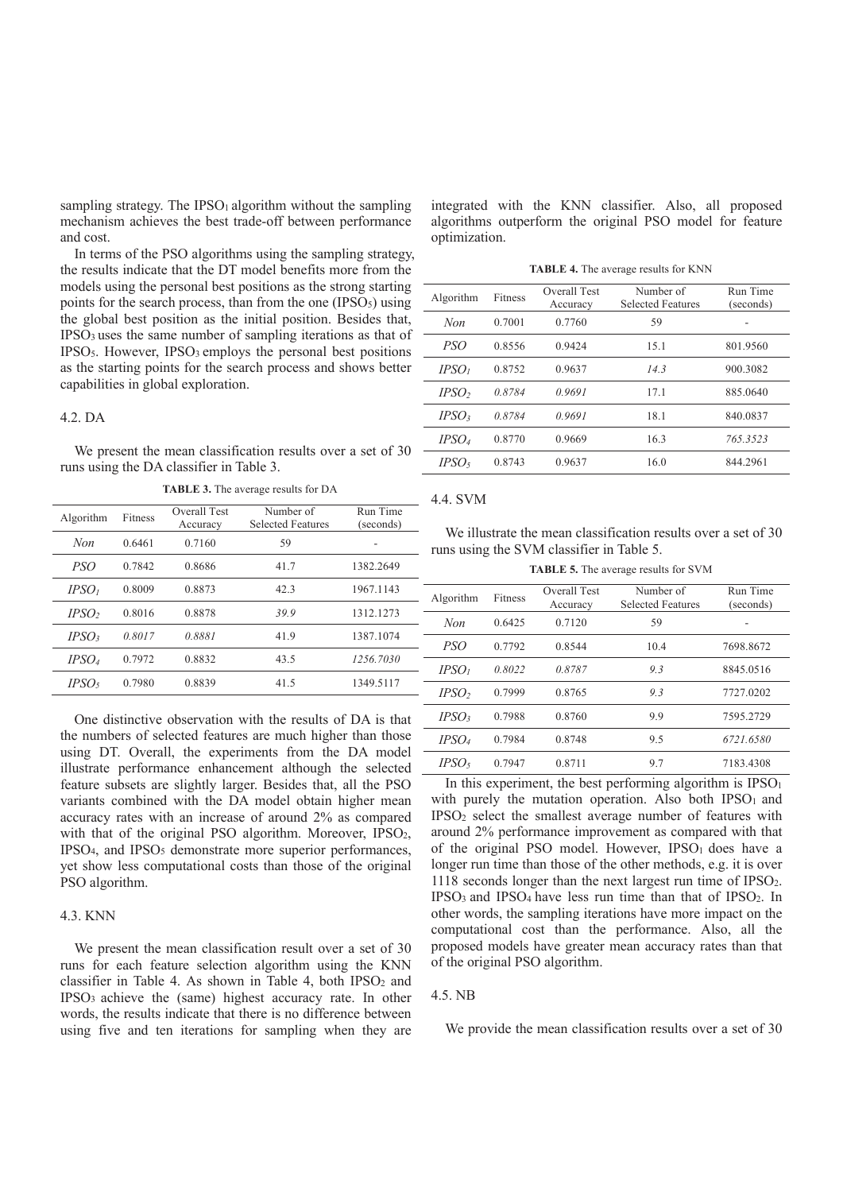sampling strategy. The $IPSO_1$ algorithm without the sampling mechanism achieves the best trade-off between performance and cost.

In terms of the PSO algorithms using the sampling strategy, the results indicate that the DT model benefits more from the models using the personal best positions as the strong starting points for the search process, than from the one ($IPSO_5$) using the global best position as the initial position. Besides that, $IPSO_3$ uses the same number of sampling iterations as that of $IPSO_5$. However, $IPSO_3$ employs the personal best positions as the starting points for the search process and shows better capabilities in global exploration.

### 4.2. DA

We present the mean classification results over a set of 30 runs using the DA classifier in Table 3.

**TABLE 3.** The average results for DA

| Algorithm | Fitness | Overall Test Accuracy | Number of Selected Features | Run Time (seconds) |
|---|---|---|---|---|
| *Non* | 0.6461 | 0.7160 | 59 | - |
| *PSO* | 0.7842 | 0.8686 | 41.7 | 1382.2649 |
| $IPSO_1$ | 0.8009 | 0.8873 | 42.3 | 1967.1143 |
| $IPSO_2$ | 0.8016 | 0.8878 | *39.9* | 1312.1273 |
| $IPSO_3$ | *0.8017* | *0.8881* | 41.9 | 1387.1074 |
| $IPSO_4$ | 0.7972 | 0.8832 | 43.5 | *1256.7030* |
| $IPSO_5$ | 0.7980 | 0.8839 | 41.5 | 1349.5117 |

One distinctive observation with the results of DA is that the numbers of selected features are much higher than those using DT. Overall, the experiments from the DA model illustrate performance enhancement although the selected feature subsets are slightly larger. Besides that, all the PSO variants combined with the DA model obtain higher mean accuracy rates with an increase of around 2% as compared with that of the original PSO algorithm. Moreover, $IPSO_2$, $IPSO_4$, and $IPSO_5$ demonstrate more superior performances, yet show less computational costs than those of the original PSO algorithm.

### 4.3. KNN

We present the mean classification result over a set of 30 runs for each feature selection algorithm using the KNN classifier in Table 4. As shown in Table 4, both $IPSO_2$ and $IPSO_3$ achieve the (same) highest accuracy rate. In other words, the results indicate that there is no difference between using five and ten iterations for sampling when they are integrated with the KNN classifier. Also, all proposed algorithms outperform the original PSO model for feature optimization.

**TABLE 4.** The average results for KNN

| Algorithm | Fitness | Overall Test Accuracy | Number of Selected Features | Run Time (seconds) |
|---|---|---|---|---|
| *Non* | 0.7001 | 0.7760 | 59 | - |
| *PSO* | 0.8556 | 0.9424 | 15.1 | 801.9560 |
| $IPSO_1$ | 0.8752 | 0.9637 | *14.3* | 900.3082 |
| $IPSO_2$ | *0.8784* | *0.9691* | 17.1 | 885.0640 |
| $IPSO_3$ | *0.8784* | *0.9691* | 18.1 | 840.0837 |
| $IPSO_4$ | 0.8770 | 0.9669 | 16.3 | *765.3523* |
| $IPSO_5$ | 0.8743 | 0.9637 | 16.0 | 844.2961 |

### 4.4. SVM

We illustrate the mean classification results over a set of 30 runs using the SVM classifier in Table 5.

**TABLE 5.** The average results for SVM

| Algorithm | Fitness | Overall Test Accuracy | Number of Selected Features | Run Time (seconds) |
|---|---|---|---|---|
| *Non* | 0.6425 | 0.7120 | 59 | - |
| *PSO* | 0.7792 | 0.8544 | 10.4 | 7698.8672 |
| $IPSO_1$ | *0.8022* | *0.8787* | *9.3* | 8845.0516 |
| $IPSO_2$ | 0.7999 | 0.8765 | *9.3* | 7727.0202 |
| $IPSO_3$ | 0.7988 | 0.8760 | 9.9 | 7595.2729 |
| $IPSO_4$ | 0.7984 | 0.8748 | 9.5 | *6721.6580* |
| $IPSO_5$ | 0.7947 | 0.8711 | 9.7 | 7183.4308 |

In this experiment, the best performing algorithm is $IPSO_1$ with purely the mutation operation. Also both $IPSO_1$ and $IPSO_2$ select the smallest average number of features with around 2% performance improvement as compared with that of the original PSO model. However, $IPSO_1$ does have a longer run time than those of the other methods, e.g. it is over 1118 seconds longer than the next largest run time of $IPSO_2$. $IPSO_3$ and $IPSO_4$ have less run time than that of $IPSO_2$. In other words, the sampling iterations have more impact on the computational cost than the performance. Also, all the proposed models have greater mean accuracy rates than that of the original PSO algorithm.

### 4.5. NB

We provide the mean classification results over a set of 30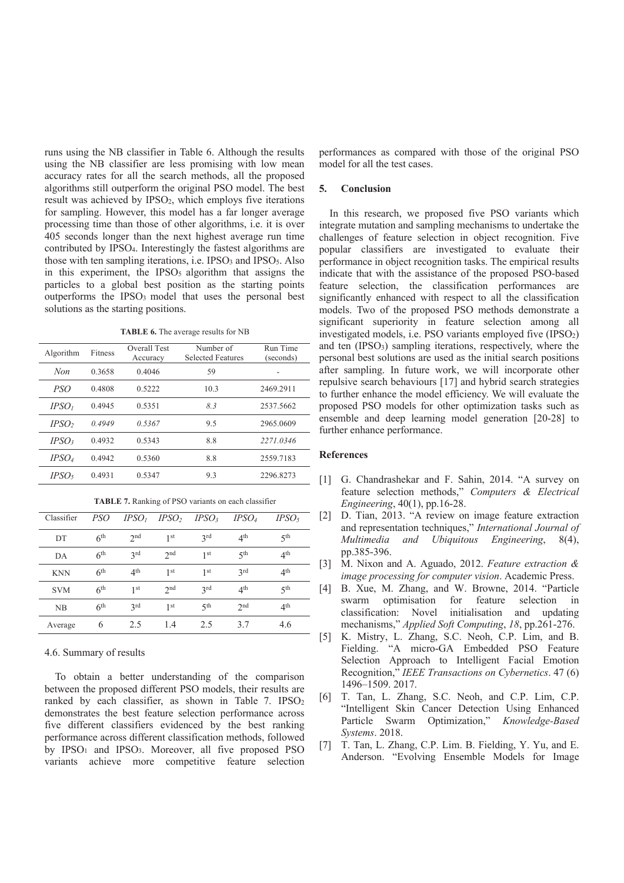runs using the NB classifier in Table 6. Although the results using the NB classifier are less promising with low mean accuracy rates for all the search methods, all the proposed algorithms still outperform the original PSO model. The best result was achieved by $IPSO_2$, which employs five iterations for sampling. However, this model has a far longer average processing time than those of other algorithms, i.e. it is over 405 seconds longer than the next highest average run time contributed by $IPSO_4$. Interestingly the fastest algorithms are those with ten sampling iterations, i.e. $IPSO_3$ and $IPSO_5$. Also in this experiment, the $IPSO_5$ algorithm that assigns the particles to a global best position as the starting points outperforms the $IPSO_3$ model that uses the personal best solutions as the starting positions.

**TABLE 6.** The average results for NB

| Algorithm | Fitness | Overall Test Accuracy | Number of Selected Features | Run Time (seconds) |
|---|---|---|---|---|
| *Non* | 0.3658 | 0.4046 | 59 | - |
| *PSO* | 0.4808 | 0.5222 | 10.3 | 2469.2911 |
| $IPSO_1$ | 0.4945 | 0.5351 | *8.3* | 2537.5662 |
| $IPSO_2$ | *0.4949* | *0.5367* | 9.5 | 2965.0609 |
| $IPSO_3$ | 0.4932 | 0.5343 | 8.8 | *2271.0346* |
| $IPSO_4$ | 0.4942 | 0.5360 | 8.8 | 2559.7183 |
| $IPSO_5$ | 0.4931 | 0.5347 | 9.3 | 2296.8273 |

**TABLE 7.** Ranking of PSO variants on each classifier

| Classifier | *PSO* | $IPSO_1$ | $IPSO_2$ | $IPSO_3$ | $IPSO_4$ | $IPSO_5$ |
|---|---|---|---|---|---|---|
| DT | 6th | 2nd | 1st | 3rd | 4th | 5th |
| DA | 6th | 3rd | 2nd | 1st | 5th | 4th |
| KNN | 6th | 4th | 1st | 1st | 3rd | 4th |
| SVM | 6th | 1st | 2nd | 3rd | 4th | 5th |
| NB | 6th | 3rd | 1st | 5th | 2nd | 4th |
| Average | 6 | 2.5 | 1.4 | 2.5 | 3.7 | 4.6 |

4.6. Summary of results

To obtain a better understanding of the comparison between the proposed different PSO models, their results are ranked by each classifier, as shown in Table 7. $IPSO_2$ demonstrates the best feature selection performance across five different classifiers evidenced by the best ranking performance across different classification methods, followed by $IPSO_1$ and $IPSO_3$. Moreover, all five proposed PSO variants achieve more competitive feature selection performances as compared with those of the original PSO model for all the test cases.

## 5. Conclusion

In this research, we proposed five PSO variants which integrate mutation and sampling mechanisms to undertake the challenges of feature selection in object recognition. Five popular classifiers are investigated to evaluate their performance in object recognition tasks. The empirical results indicate that with the assistance of the proposed PSO-based feature selection, the classification performances are significantly enhanced with respect to all the classification models. Two of the proposed PSO methods demonstrate a significant superiority in feature selection among all investigated models, i.e. PSO variants employed five ($IPSO_2$) and ten ($IPSO_3$) sampling iterations, respectively, where the personal best solutions are used as the initial search positions after sampling. In future work, we will incorporate other repulsive search behaviours [17] and hybrid search strategies to further enhance the model efficiency. We will evaluate the proposed PSO models for other optimization tasks such as ensemble and deep learning model generation [20-28] to further enhance performance.

## References

[1] G. Chandrashekar and F. Sahin, 2014. "A survey on feature selection methods," *Computers & Electrical Engineering*, 40(1), pp.16-28.

[2] D. Tian, 2013. "A review on image feature extraction and representation techniques," *International Journal of Multimedia and Ubiquitous Engineering*, 8(4), pp.385-396.

[3] M. Nixon and A. Aguado, 2012. *Feature extraction & image processing for computer vision*. Academic Press.

[4] B. Xue, M. Zhang, and W. Browne, 2014. "Particle swarm optimisation for feature selection in classification: Novel initialisation and updating mechanisms," *Applied Soft Computing*, *18*, pp.261-276.

[5] K. Mistry, L. Zhang, S.C. Neoh, C.P. Lim, and B. Fielding. "A micro-GA Embedded PSO Feature Selection Approach to Intelligent Facial Emotion Recognition," *IEEE Transactions on Cybernetics*. 47 (6) 1496–1509. 2017.

[6] T. Tan, L. Zhang, S.C. Neoh, and C.P. Lim, C.P. "Intelligent Skin Cancer Detection Using Enhanced Particle Swarm Optimization," *Knowledge-Based Systems*. 2018.

[7] T. Tan, L. Zhang, C.P. Lim. B. Fielding, Y. Yu, and E. Anderson. "Evolving Ensemble Models for Image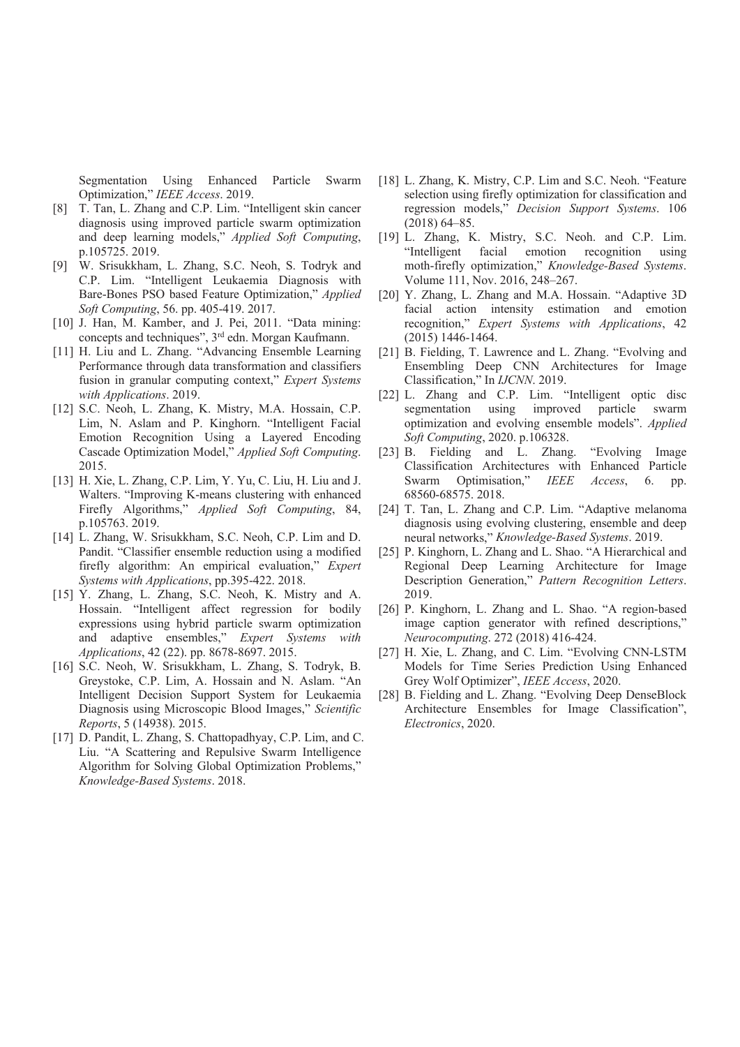Segmentation Using Enhanced Particle Swarm Optimization," *IEEE Access*. 2019.

[8] T. Tan, L. Zhang and C.P. Lim. "Intelligent skin cancer diagnosis using improved particle swarm optimization and deep learning models," *Applied Soft Computing*, p.105725. 2019.

[9] W. Srisukkham, L. Zhang, S.C. Neoh, S. Todryk and C.P. Lim. "Intelligent Leukaemia Diagnosis with Bare-Bones PSO based Feature Optimization," *Applied Soft Computing*, 56. pp. 405-419. 2017.

[10] J. Han, M. Kamber, and J. Pei, 2011. "Data mining: concepts and techniques", 3rd edn. Morgan Kaufmann.

[11] H. Liu and L. Zhang. "Advancing Ensemble Learning Performance through data transformation and classifiers fusion in granular computing context," *Expert Systems with Applications*. 2019.

[12] S.C. Neoh, L. Zhang, K. Mistry, M.A. Hossain, C.P. Lim, N. Aslam and P. Kinghorn. "Intelligent Facial Emotion Recognition Using a Layered Encoding Cascade Optimization Model," *Applied Soft Computing*. 2015.

[13] H. Xie, L. Zhang, C.P. Lim, Y. Yu, C. Liu, H. Liu and J. Walters. "Improving K-means clustering with enhanced Firefly Algorithms," *Applied Soft Computing*, 84, p.105763. 2019.

[14] L. Zhang, W. Srisukkham, S.C. Neoh, C.P. Lim and D. Pandit. "Classifier ensemble reduction using a modified firefly algorithm: An empirical evaluation," *Expert Systems with Applications*, pp.395-422. 2018.

[15] Y. Zhang, L. Zhang, S.C. Neoh, K. Mistry and A. Hossain. "Intelligent affect regression for bodily expressions using hybrid particle swarm optimization and adaptive ensembles," *Expert Systems with Applications*, 42 (22). pp. 8678-8697. 2015.

[16] S.C. Neoh, W. Srisukkham, L. Zhang, S. Todryk, B. Greystoke, C.P. Lim, A. Hossain and N. Aslam. "An Intelligent Decision Support System for Leukaemia Diagnosis using Microscopic Blood Images," *Scientific Reports*, 5 (14938). 2015.

[17] D. Pandit, L. Zhang, S. Chattopadhyay, C.P. Lim, and C. Liu. "A Scattering and Repulsive Swarm Intelligence Algorithm for Solving Global Optimization Problems," *Knowledge-Based Systems*. 2018.

[18] L. Zhang, K. Mistry, C.P. Lim and S.C. Neoh. "Feature selection using firefly optimization for classification and regression models," *Decision Support Systems*. 106 (2018) 64–85.

[19] L. Zhang, K. Mistry, S.C. Neoh. and C.P. Lim. "Intelligent facial emotion recognition using moth-firefly optimization," *Knowledge-Based Systems*. Volume 111, Nov. 2016, 248–267.

[20] Y. Zhang, L. Zhang and M.A. Hossain. "Adaptive 3D facial action intensity estimation and emotion recognition," *Expert Systems with Applications*, 42 (2015) 1446-1464.

[21] B. Fielding, T. Lawrence and L. Zhang. "Evolving and Ensembling Deep CNN Architectures for Image Classification," In *IJCNN*. 2019.

[22] L. Zhang and C.P. Lim. "Intelligent optic disc segmentation using improved particle swarm optimization and evolving ensemble models". *Applied Soft Computing*, 2020. p.106328.

[23] B. Fielding and L. Zhang. "Evolving Image Classification Architectures with Enhanced Particle Swarm Optimisation," *IEEE Access*, 6. pp. 68560-68575. 2018.

[24] T. Tan, L. Zhang and C.P. Lim. "Adaptive melanoma diagnosis using evolving clustering, ensemble and deep neural networks," *Knowledge-Based Systems*. 2019.

[25] P. Kinghorn, L. Zhang and L. Shao. "A Hierarchical and Regional Deep Learning Architecture for Image Description Generation," *Pattern Recognition Letters*. 2019.

[26] P. Kinghorn, L. Zhang and L. Shao. "A region-based image caption generator with refined descriptions," *Neurocomputing*. 272 (2018) 416-424.

[27] H. Xie, L. Zhang, and C. Lim. "Evolving CNN-LSTM Models for Time Series Prediction Using Enhanced Grey Wolf Optimizer", *IEEE Access*, 2020.

[28] B. Fielding and L. Zhang. "Evolving Deep DenseBlock Architecture Ensembles for Image Classification", *Electronics*, 2020.